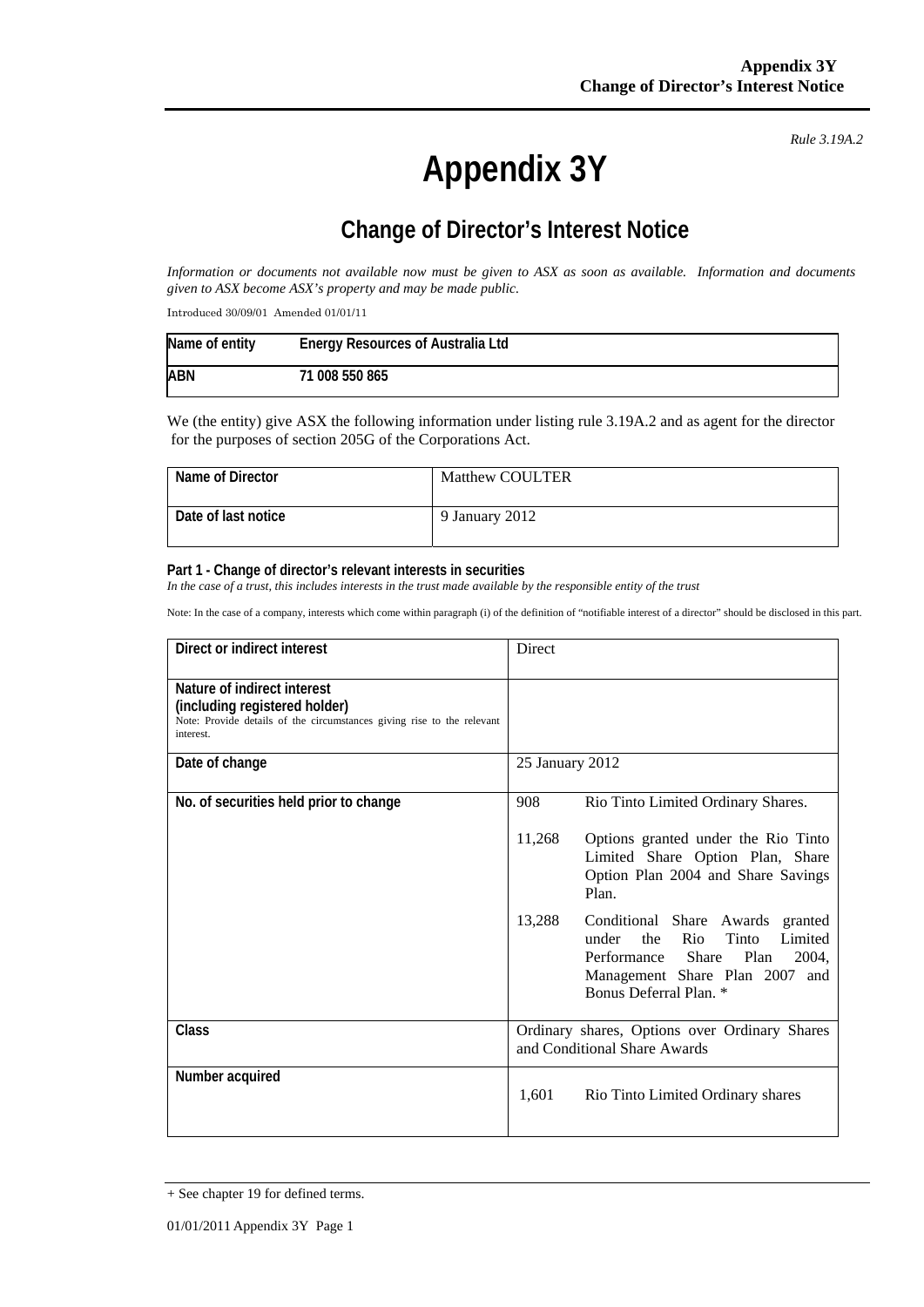*Rule 3.19A.2*

# Appendix 3Y

## Change of Director's Interest Notice

*Information or documents not available now must be given to ASX as soon as available. Information and documents given to ASX become ASX's property and may be made public.*

Introduced 30/09/01 Amended 01/01/11

| Name of entity | Energy Resources of Australia Ltd |
|---|---|
| ABN | 71 008 550 865 |

We (the entity) give ASX the following information under listing rule 3.19A.2 and as agent for the director for the purposes of section 205G of the Corporations Act.

| Name of Director | Matthew COULTER |
|---|---|
| Date of last notice | 9 January 2012 |

**Part 1 - Change of director's relevant interests in securities**
*In the case of a trust, this includes interests in the trust made available by the responsible entity of the trust*

Note: In the case of a company, interests which come within paragraph (i) of the definition of "notifiable interest of a director" should be disclosed in this part.

| | |
|---|---|
| **Direct or indirect interest** | Direct |
| **Nature of indirect interest (including registered holder)**<br>Note: Provide details of the circumstances giving rise to the relevant interest. | |
| **Date of change** | 25 January 2012 |
| **No. of securities held prior to change** | 908 Rio Tinto Limited Ordinary Shares.<br><br>11,268 Options granted under the Rio Tinto Limited Share Option Plan, Share Option Plan 2004 and Share Savings Plan.<br><br>13,288 Conditional Share Awards granted under the Rio Tinto Limited Performance Share Plan 2004, Management Share Plan 2007 and Bonus Deferral Plan. * |
| **Class** | Ordinary shares, Options over Ordinary Shares and Conditional Share Awards |
| **Number acquired** | 1,601 Rio Tinto Limited Ordinary shares |

+ See chapter 19 for defined terms.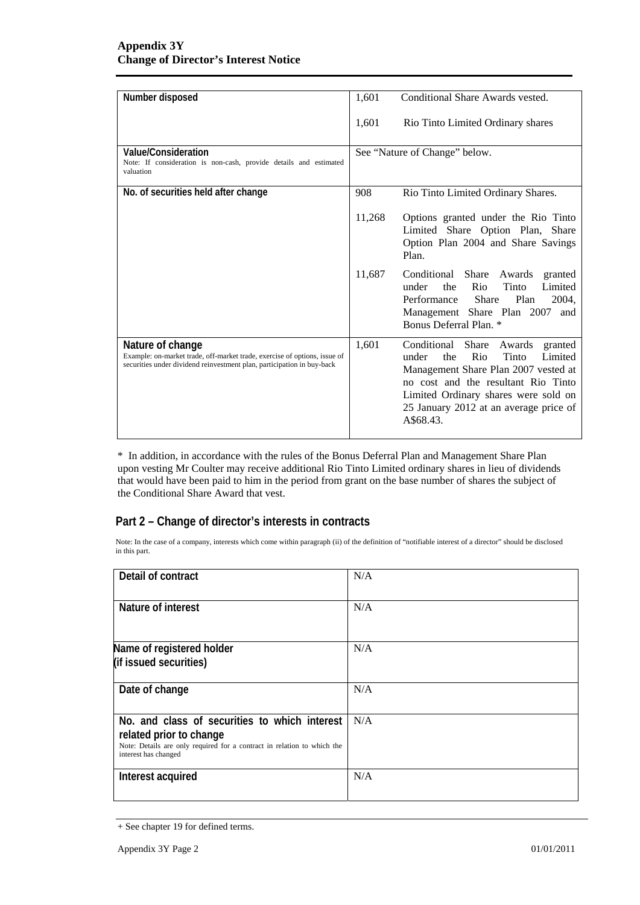| Number disposed | 1,601 Conditional Share Awards vested.<br><br>1,601 Rio Tinto Limited Ordinary shares |
|---|---|
| **Value/Consideration**<br>Note: If consideration is non-cash, provide details and estimated valuation | See "Nature of Change" below. |
| **No. of securities held after change** | 908 Rio Tinto Limited Ordinary Shares.<br><br>11,268 Options granted under the Rio Tinto Limited Share Option Plan, Share Option Plan 2004 and Share Savings Plan.<br><br>11,687 Conditional Share Awards granted under the Rio Tinto Limited Performance Share Plan 2004, Management Share Plan 2007 and Bonus Deferral Plan. * |
| **Nature of change**<br>Example: on-market trade, off-market trade, exercise of options, issue of securities under dividend reinvestment plan, participation in buy-back | 1,601 Conditional Share Awards granted under the Rio Tinto Limited Management Share Plan 2007 vested at no cost and the resultant Rio Tinto Limited Ordinary shares were sold on 25 January 2012 at an average price of A$68.43. |

\* In addition, in accordance with the rules of the Bonus Deferral Plan and Management Share Plan upon vesting Mr Coulter may receive additional Rio Tinto Limited ordinary shares in lieu of dividends that would have been paid to him in the period from grant on the base number of shares the subject of the Conditional Share Award that vest.

## Part 2 – Change of director's interests in contracts

Note: In the case of a company, interests which come within paragraph (ii) of the definition of "notifiable interest of a director" should be disclosed in this part.

| Detail of contract | N/A |
|---|---|
| **Nature of interest** | N/A |
| **Name of registered holder (if issued securities)** | N/A |
| **Date of change** | N/A |
| **No. and class of securities to which interest related prior to change**<br>Note: Details are only required for a contract in relation to which the interest has changed | N/A |
| **Interest acquired** | N/A |

+ See chapter 19 for defined terms.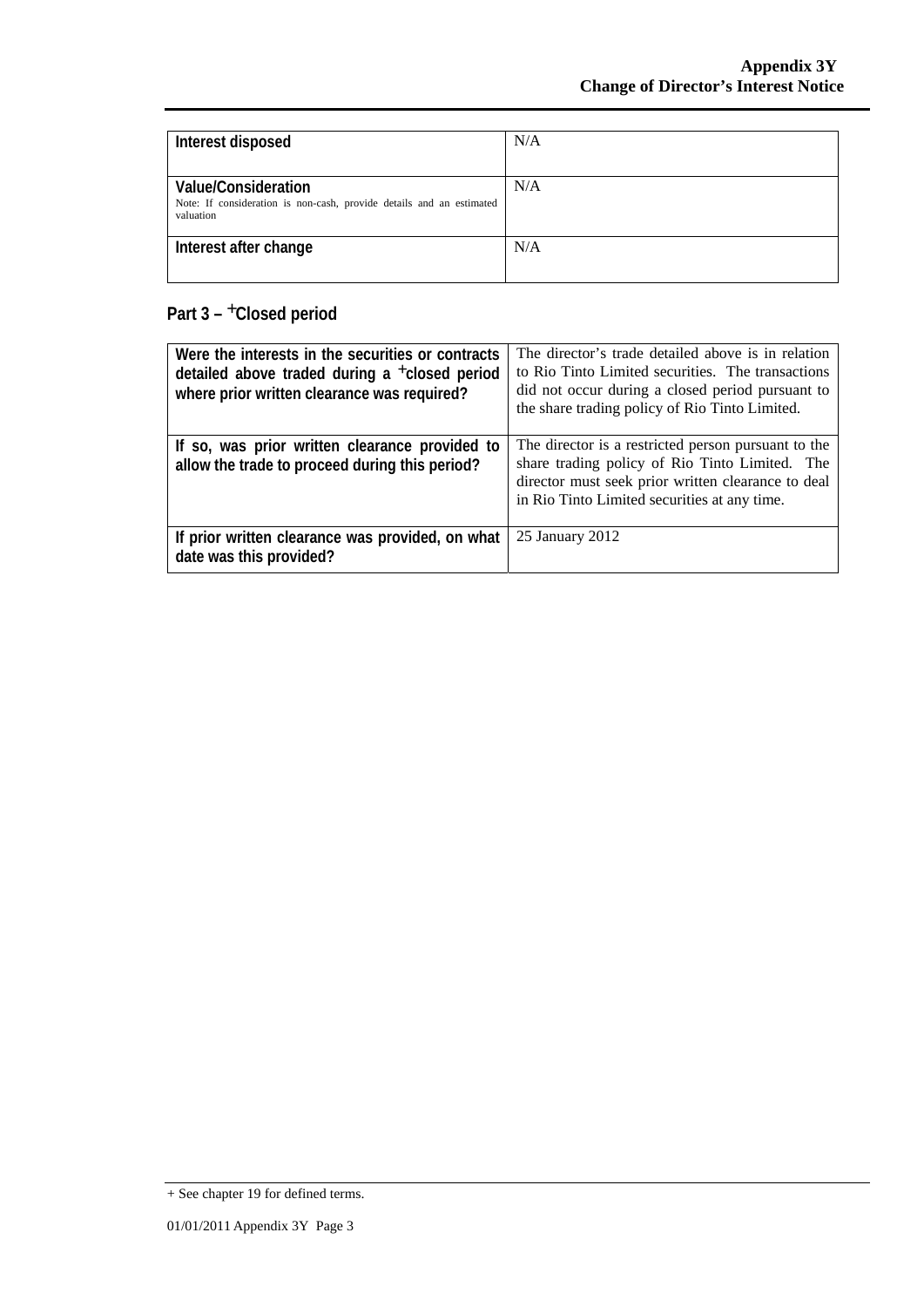| | |
|---|---|
| **Interest disposed** | N/A |
| **Value/Consideration**<br>Note: If consideration is non-cash, provide details and an estimated valuation | N/A |
| **Interest after change** | N/A |

## Part 3 – +Closed period

| | |
|---|---|
| **Were the interests in the securities or contracts detailed above traded during a +closed period where prior written clearance was required?** | The director's trade detailed above is in relation to Rio Tinto Limited securities. The transactions did not occur during a closed period pursuant to the share trading policy of Rio Tinto Limited. |
| **If so, was prior written clearance provided to allow the trade to proceed during this period?** | The director is a restricted person pursuant to the share trading policy of Rio Tinto Limited. The director must seek prior written clearance to deal in Rio Tinto Limited securities at any time. |
| **If prior written clearance was provided, on what date was this provided?** | 25 January 2012 |

+ See chapter 19 for defined terms.